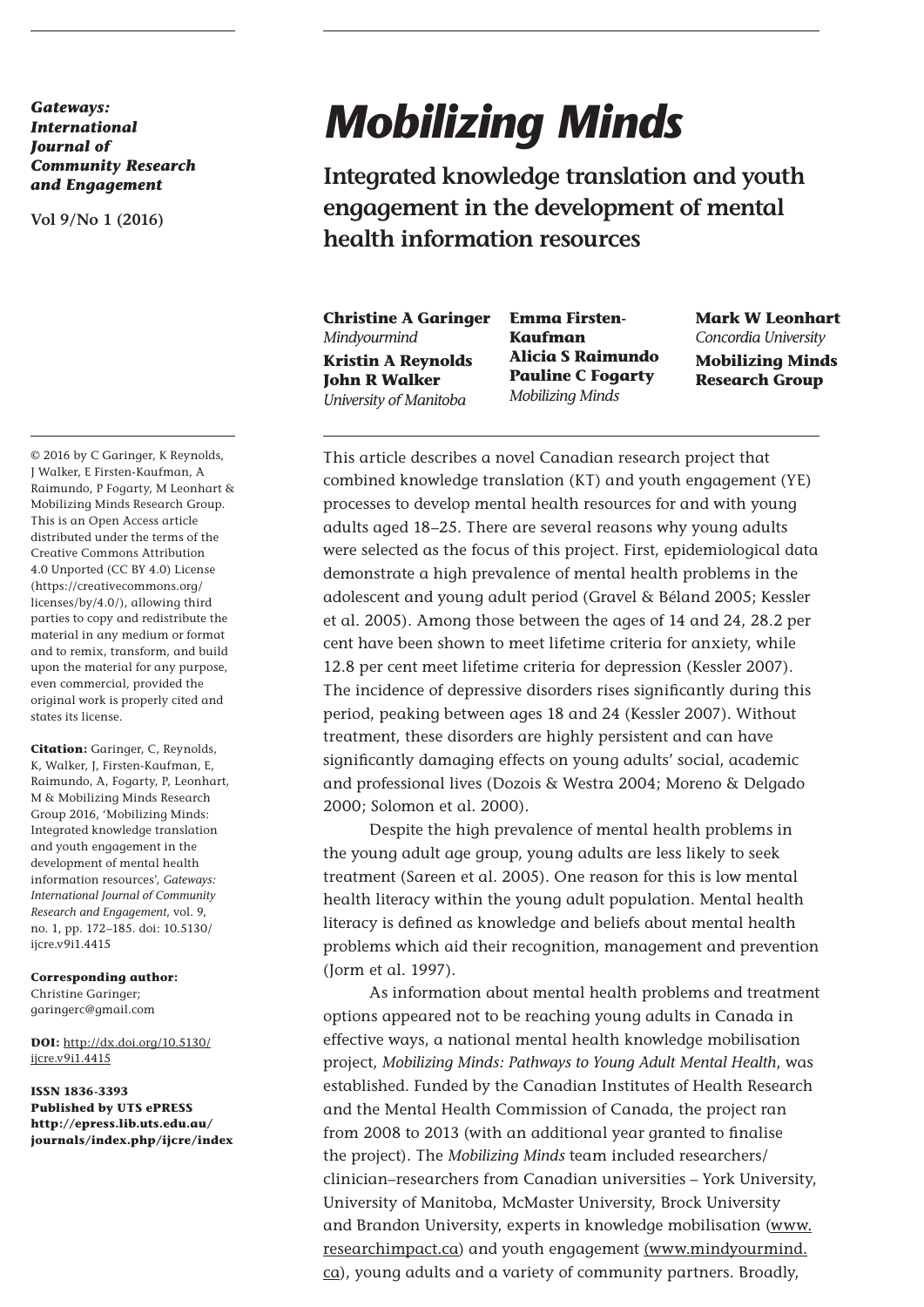*Gateways: International Journal of Community Research and Engagement*

**Vol 9/No 1 (2016)**

# *Mobilizing Minds*

## Integrated knowledge translation and youth engagement in the development of mental health information resources

**Christine A Garinger**
*Mindyourmind*

**Kristin A Reynolds**
**John R Walker**
*University of Manitoba*

**Emma Firsten-Kaufman**
**Alicia S Raimundo**
**Pauline C Fogarty**
*Mobilizing Minds*

**Mark W Leonhart**
*Concordia University*

**Mobilizing Minds Research Group**

© 2016 by C Garinger, K Reynolds, J Walker, E Firsten-Kaufman, A Raimundo, P Fogarty, M Leonhart & Mobilizing Minds Research Group. This is an Open Access article distributed under the terms of the Creative Commons Attribution 4.0 Unported (CC BY 4.0) License (https://creativecommons.org/licenses/by/4.0/), allowing third parties to copy and redistribute the material in any medium or format and to remix, transform, and build upon the material for any purpose, even commercial, provided the original work is properly cited and states its license.

**Citation:** Garinger, C, Reynolds, K, Walker, J, Firsten-Kaufman, E, Raimundo, A, Fogarty, P, Leonhart, M & Mobilizing Minds Research Group 2016, 'Mobilizing Minds: Integrated knowledge translation and youth engagement in the development of mental health information resources', *Gateways: International Journal of Community Research and Engagement*, vol. 9, no. 1, pp. 172–185. doi: 10.5130/ijcre.v9i1.4415

**Corresponding author:**
Christine Garinger;
garingerc@gmail.com

**DOI:** http://dx.doi.org/10.5130/ijcre.v9i1.4415

**ISSN 1836-3393**
**Published by UTS ePRESS**
**http://epress.lib.uts.edu.au/journals/index.php/ijcre/index**

This article describes a novel Canadian research project that combined knowledge translation (KT) and youth engagement (YE) processes to develop mental health resources for and with young adults aged 18–25. There are several reasons why young adults were selected as the focus of this project. First, epidemiological data demonstrate a high prevalence of mental health problems in the adolescent and young adult period (Gravel & Béland 2005; Kessler et al. 2005). Among those between the ages of 14 and 24, 28.2 per cent have been shown to meet lifetime criteria for anxiety, while 12.8 per cent meet lifetime criteria for depression (Kessler 2007). The incidence of depressive disorders rises significantly during this period, peaking between ages 18 and 24 (Kessler 2007). Without treatment, these disorders are highly persistent and can have significantly damaging effects on young adults' social, academic and professional lives (Dozois & Westra 2004; Moreno & Delgado 2000; Solomon et al. 2000).

Despite the high prevalence of mental health problems in the young adult age group, young adults are less likely to seek treatment (Sareen et al. 2005). One reason for this is low mental health literacy within the young adult population. Mental health literacy is defined as knowledge and beliefs about mental health problems which aid their recognition, management and prevention (Jorm et al. 1997).

As information about mental health problems and treatment options appeared not to be reaching young adults in Canada in effective ways, a national mental health knowledge mobilisation project, *Mobilizing Minds: Pathways to Young Adult Mental Health*, was established. Funded by the Canadian Institutes of Health Research and the Mental Health Commission of Canada, the project ran from 2008 to 2013 (with an additional year granted to finalise the project). The *Mobilizing Minds* team included researchers/clinician–researchers from Canadian universities – York University, University of Manitoba, McMaster University, Brock University and Brandon University, experts in knowledge mobilisation (www.researchimpact.ca) and youth engagement (www.mindyourmind.ca), young adults and a variety of community partners. Broadly,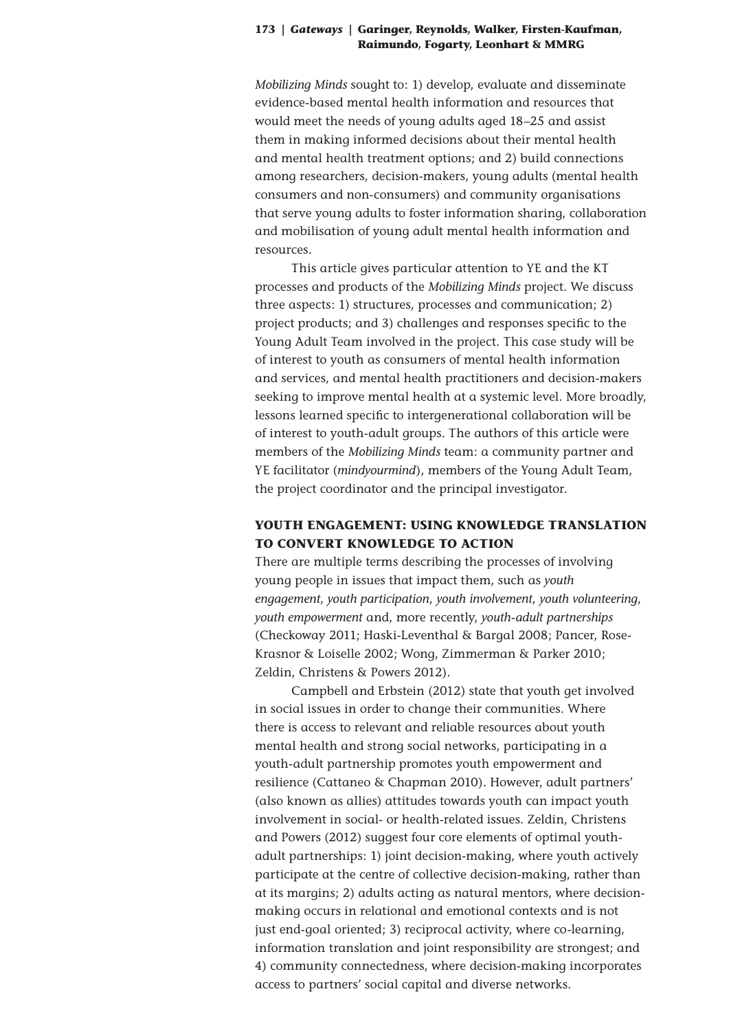*Mobilizing Minds* sought to: 1) develop, evaluate and disseminate evidence-based mental health information and resources that would meet the needs of young adults aged 18–25 and assist them in making informed decisions about their mental health and mental health treatment options; and 2) build connections among researchers, decision-makers, young adults (mental health consumers and non-consumers) and community organisations that serve young adults to foster information sharing, collaboration and mobilisation of young adult mental health information and resources.

This article gives particular attention to YE and the KT processes and products of the *Mobilizing Minds* project. We discuss three aspects: 1) structures, processes and communication; 2) project products; and 3) challenges and responses specific to the Young Adult Team involved in the project. This case study will be of interest to youth as consumers of mental health information and services, and mental health practitioners and decision-makers seeking to improve mental health at a systemic level. More broadly, lessons learned specific to intergenerational collaboration will be of interest to youth-adult groups. The authors of this article were members of the *Mobilizing Minds* team: a community partner and YE facilitator (*mindyourmind*), members of the Young Adult Team, the project coordinator and the principal investigator.

## YOUTH ENGAGEMENT: USING KNOWLEDGE TRANSLATION TO CONVERT KNOWLEDGE TO ACTION

There are multiple terms describing the processes of involving young people in issues that impact them, such as *youth engagement*, *youth participation*, *youth involvement*, *youth volunteering*, *youth empowerment* and, more recently, *youth-adult partnerships* (Checkoway 2011; Haski-Leventhal & Bargal 2008; Pancer, Rose-Krasnor & Loiselle 2002; Wong, Zimmerman & Parker 2010; Zeldin, Christens & Powers 2012).

Campbell and Erbstein (2012) state that youth get involved in social issues in order to change their communities. Where there is access to relevant and reliable resources about youth mental health and strong social networks, participating in a youth-adult partnership promotes youth empowerment and resilience (Cattaneo & Chapman 2010). However, adult partners' (also known as allies) attitudes towards youth can impact youth involvement in social- or health-related issues. Zeldin, Christens and Powers (2012) suggest four core elements of optimal youth-adult partnerships: 1) joint decision-making, where youth actively participate at the centre of collective decision-making, rather than at its margins; 2) adults acting as natural mentors, where decision-making occurs in relational and emotional contexts and is not just end-goal oriented; 3) reciprocal activity, where co-learning, information translation and joint responsibility are strongest; and 4) community connectedness, where decision-making incorporates access to partners' social capital and diverse networks.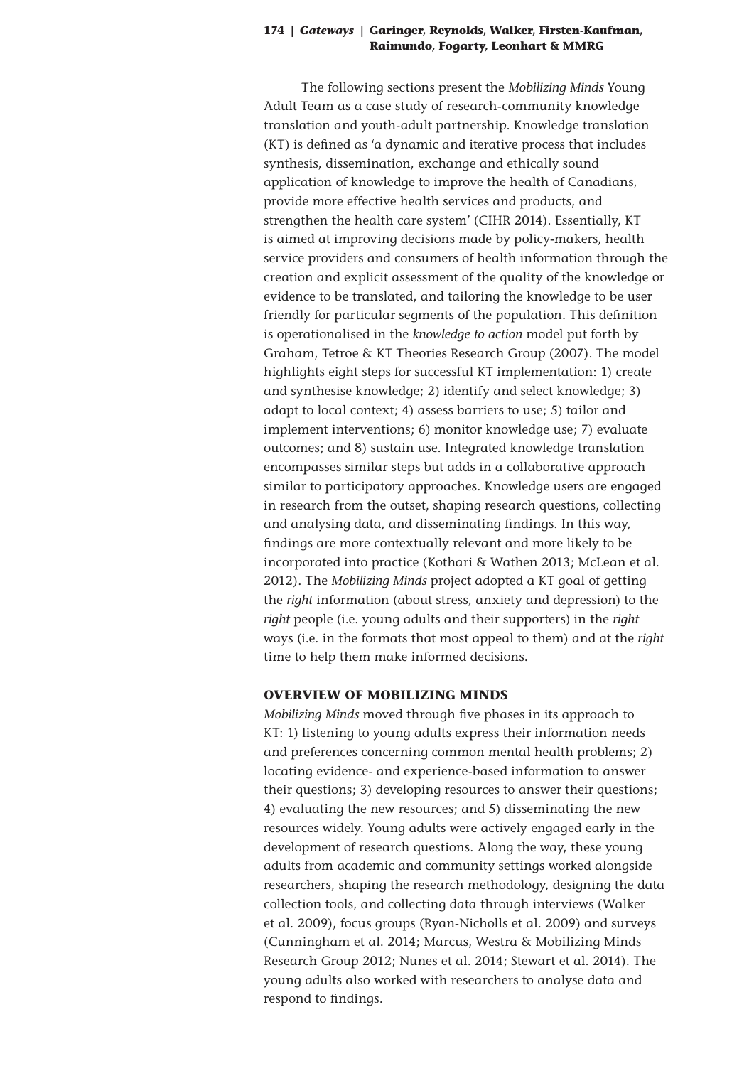The following sections present the *Mobilizing Minds* Young Adult Team as a case study of research-community knowledge translation and youth-adult partnership. Knowledge translation (KT) is defined as 'a dynamic and iterative process that includes synthesis, dissemination, exchange and ethically sound application of knowledge to improve the health of Canadians, provide more effective health services and products, and strengthen the health care system' (CIHR 2014). Essentially, KT is aimed at improving decisions made by policy-makers, health service providers and consumers of health information through the creation and explicit assessment of the quality of the knowledge or evidence to be translated, and tailoring the knowledge to be user friendly for particular segments of the population. This definition is operationalised in the *knowledge to action* model put forth by Graham, Tetroe & KT Theories Research Group (2007). The model highlights eight steps for successful KT implementation: 1) create and synthesise knowledge; 2) identify and select knowledge; 3) adapt to local context; 4) assess barriers to use; 5) tailor and implement interventions; 6) monitor knowledge use; 7) evaluate outcomes; and 8) sustain use. Integrated knowledge translation encompasses similar steps but adds in a collaborative approach similar to participatory approaches. Knowledge users are engaged in research from the outset, shaping research questions, collecting and analysing data, and disseminating findings. In this way, findings are more contextually relevant and more likely to be incorporated into practice (Kothari & Wathen 2013; McLean et al. 2012). The *Mobilizing Minds* project adopted a KT goal of getting the *right* information (about stress, anxiety and depression) to the *right* people (i.e. young adults and their supporters) in the *right* ways (i.e. in the formats that most appeal to them) and at the *right* time to help them make informed decisions.

## OVERVIEW OF MOBILIZING MINDS

*Mobilizing Minds* moved through five phases in its approach to KT: 1) listening to young adults express their information needs and preferences concerning common mental health problems; 2) locating evidence- and experience-based information to answer their questions; 3) developing resources to answer their questions; 4) evaluating the new resources; and 5) disseminating the new resources widely. Young adults were actively engaged early in the development of research questions. Along the way, these young adults from academic and community settings worked alongside researchers, shaping the research methodology, designing the data collection tools, and collecting data through interviews (Walker et al. 2009), focus groups (Ryan-Nicholls et al. 2009) and surveys (Cunningham et al. 2014; Marcus, Westra & Mobilizing Minds Research Group 2012; Nunes et al. 2014; Stewart et al. 2014). The young adults also worked with researchers to analyse data and respond to findings.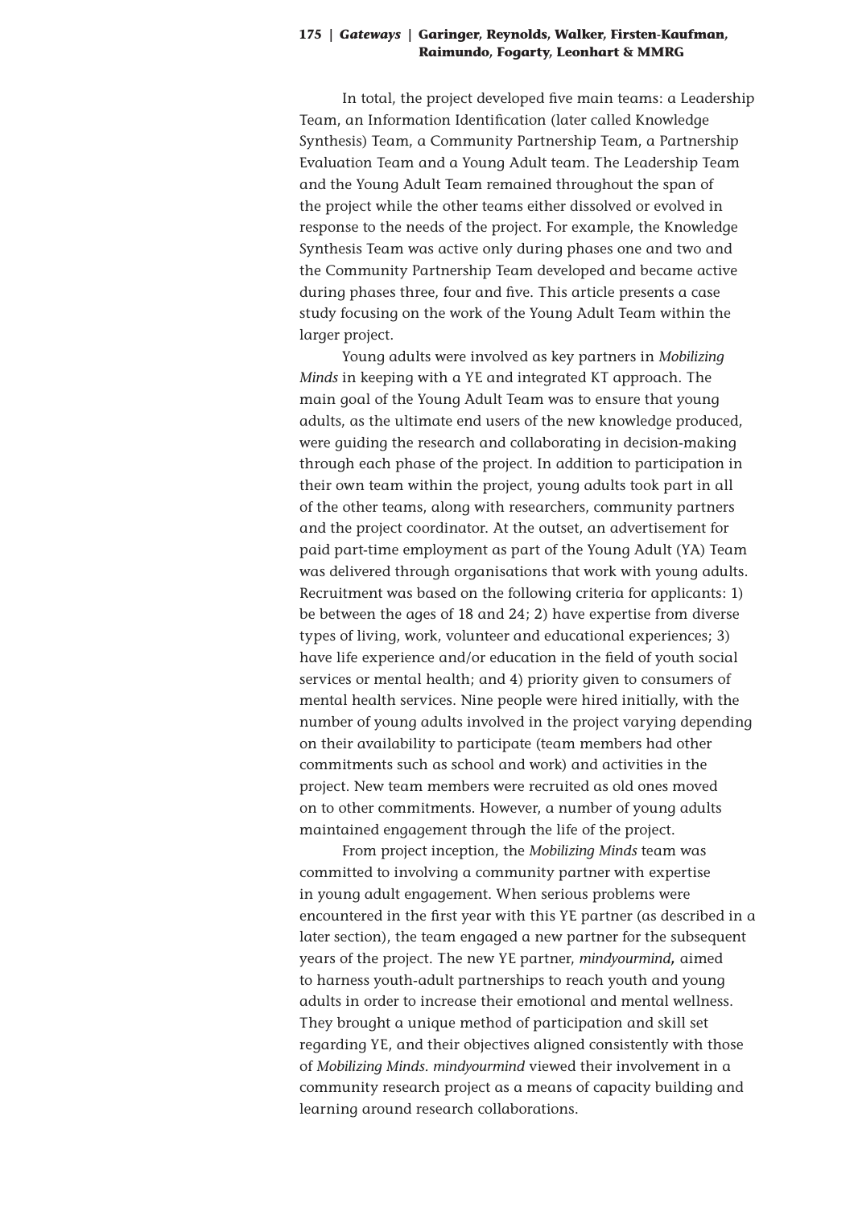In total, the project developed five main teams: a Leadership Team, an Information Identification (later called Knowledge Synthesis) Team, a Community Partnership Team, a Partnership Evaluation Team and a Young Adult team. The Leadership Team and the Young Adult Team remained throughout the span of the project while the other teams either dissolved or evolved in response to the needs of the project. For example, the Knowledge Synthesis Team was active only during phases one and two and the Community Partnership Team developed and became active during phases three, four and five. This article presents a case study focusing on the work of the Young Adult Team within the larger project.

Young adults were involved as key partners in *Mobilizing Minds* in keeping with a YE and integrated KT approach. The main goal of the Young Adult Team was to ensure that young adults, as the ultimate end users of the new knowledge produced, were guiding the research and collaborating in decision-making through each phase of the project. In addition to participation in their own team within the project, young adults took part in all of the other teams, along with researchers, community partners and the project coordinator. At the outset, an advertisement for paid part-time employment as part of the Young Adult (YA) Team was delivered through organisations that work with young adults. Recruitment was based on the following criteria for applicants: 1) be between the ages of 18 and 24; 2) have expertise from diverse types of living, work, volunteer and educational experiences; 3) have life experience and/or education in the field of youth social services or mental health; and 4) priority given to consumers of mental health services. Nine people were hired initially, with the number of young adults involved in the project varying depending on their availability to participate (team members had other commitments such as school and work) and activities in the project. New team members were recruited as old ones moved on to other commitments. However, a number of young adults maintained engagement through the life of the project.

From project inception, the *Mobilizing Minds* team was committed to involving a community partner with expertise in young adult engagement. When serious problems were encountered in the first year with this YE partner (as described in a later section), the team engaged a new partner for the subsequent years of the project. The new YE partner, *mindyourmind*, aimed to harness youth-adult partnerships to reach youth and young adults in order to increase their emotional and mental wellness. They brought a unique method of participation and skill set regarding YE, and their objectives aligned consistently with those of *Mobilizing Minds*. *mindyourmind* viewed their involvement in a community research project as a means of capacity building and learning around research collaborations.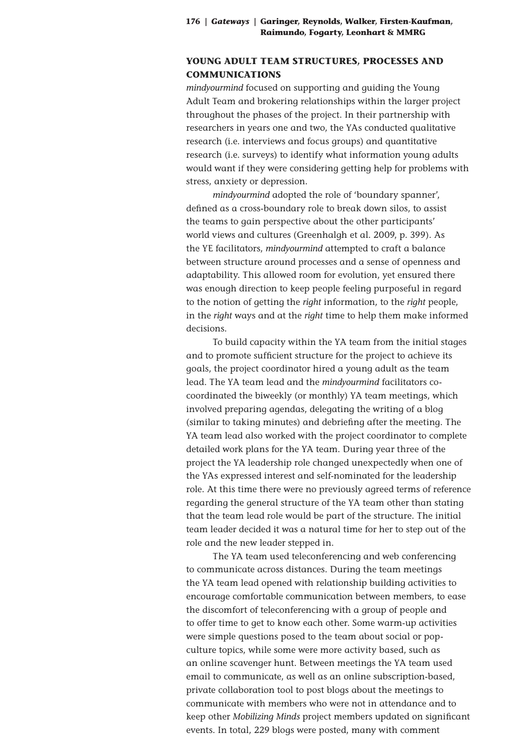## YOUNG ADULT TEAM STRUCTURES, PROCESSES AND COMMUNICATIONS

*mindyourmind* focused on supporting and guiding the Young Adult Team and brokering relationships within the larger project throughout the phases of the project. In their partnership with researchers in years one and two, the YAs conducted qualitative research (i.e. interviews and focus groups) and quantitative research (i.e. surveys) to identify what information young adults would want if they were considering getting help for problems with stress, anxiety or depression.

*mindyourmind* adopted the role of 'boundary spanner', defined as a cross-boundary role to break down silos, to assist the teams to gain perspective about the other participants' world views and cultures (Greenhalgh et al. 2009, p. 399). As the YE facilitators, *mindyourmind* attempted to craft a balance between structure around processes and a sense of openness and adaptability. This allowed room for evolution, yet ensured there was enough direction to keep people feeling purposeful in regard to the notion of getting the *right* information, to the *right* people, in the *right* ways and at the *right* time to help them make informed decisions.

To build capacity within the YA team from the initial stages and to promote sufficient structure for the project to achieve its goals, the project coordinator hired a young adult as the team lead. The YA team lead and the *mindyourmind* facilitators co-coordinated the biweekly (or monthly) YA team meetings, which involved preparing agendas, delegating the writing of a blog (similar to taking minutes) and debriefing after the meeting. The YA team lead also worked with the project coordinator to complete detailed work plans for the YA team. During year three of the project the YA leadership role changed unexpectedly when one of the YAs expressed interest and self-nominated for the leadership role. At this time there were no previously agreed terms of reference regarding the general structure of the YA team other than stating that the team lead role would be part of the structure. The initial team leader decided it was a natural time for her to step out of the role and the new leader stepped in.

The YA team used teleconferencing and web conferencing to communicate across distances. During the team meetings the YA team lead opened with relationship building activities to encourage comfortable communication between members, to ease the discomfort of teleconferencing with a group of people and to offer time to get to know each other. Some warm-up activities were simple questions posed to the team about social or pop-culture topics, while some were more activity based, such as an online scavenger hunt. Between meetings the YA team used email to communicate, as well as an online subscription-based, private collaboration tool to post blogs about the meetings to communicate with members who were not in attendance and to keep other *Mobilizing Minds* project members updated on significant events. In total, 229 blogs were posted, many with comment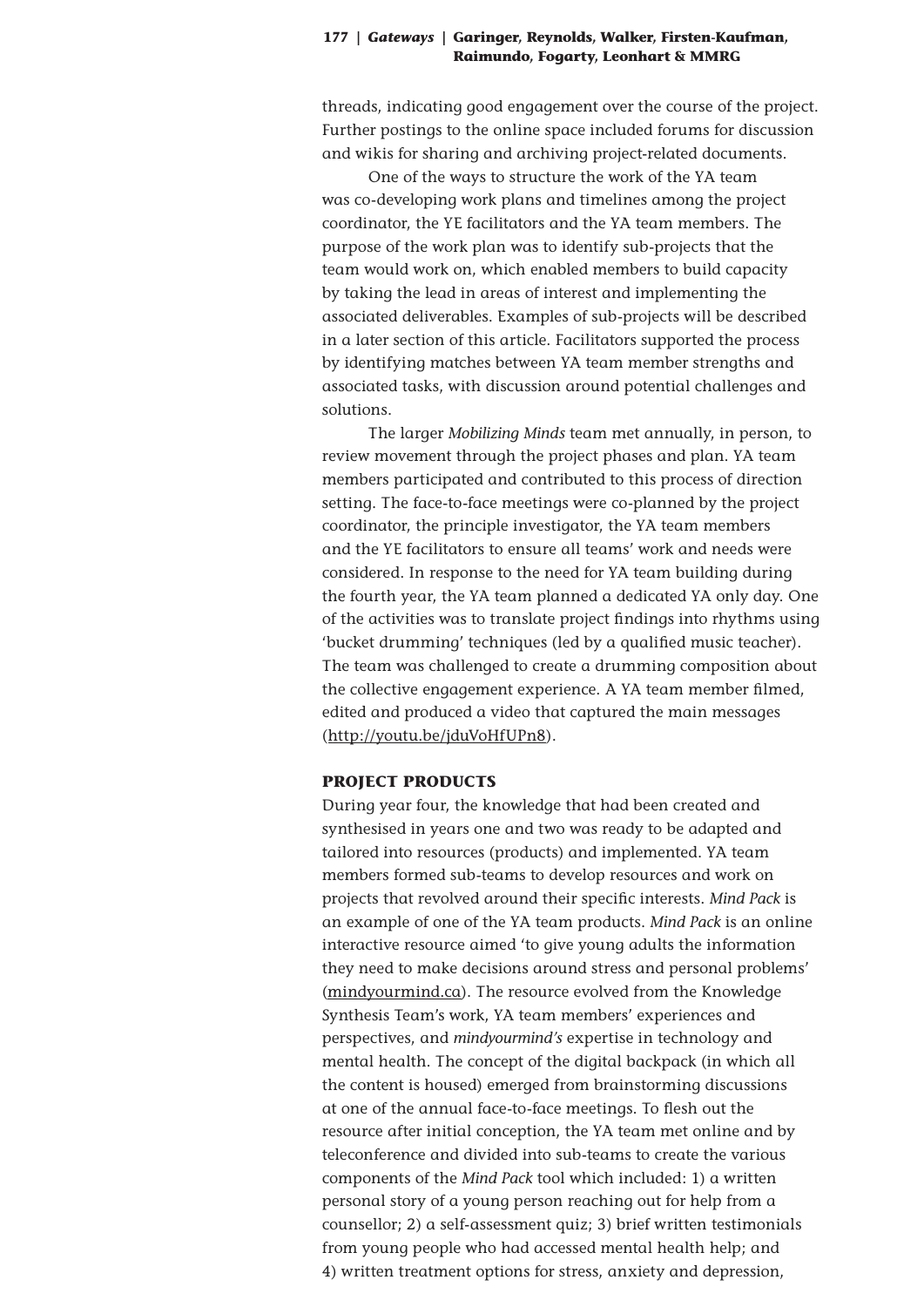threads, indicating good engagement over the course of the project. Further postings to the online space included forums for discussion and wikis for sharing and archiving project-related documents.

One of the ways to structure the work of the YA team was co-developing work plans and timelines among the project coordinator, the YE facilitators and the YA team members. The purpose of the work plan was to identify sub-projects that the team would work on, which enabled members to build capacity by taking the lead in areas of interest and implementing the associated deliverables. Examples of sub-projects will be described in a later section of this article. Facilitators supported the process by identifying matches between YA team member strengths and associated tasks, with discussion around potential challenges and solutions.

The larger *Mobilizing Minds* team met annually, in person, to review movement through the project phases and plan. YA team members participated and contributed to this process of direction setting. The face-to-face meetings were co-planned by the project coordinator, the principle investigator, the YA team members and the YE facilitators to ensure all teams' work and needs were considered. In response to the need for YA team building during the fourth year, the YA team planned a dedicated YA only day. One of the activities was to translate project findings into rhythms using 'bucket drumming' techniques (led by a qualified music teacher). The team was challenged to create a drumming composition about the collective engagement experience. A YA team member filmed, edited and produced a video that captured the main messages (http://youtu.be/jduVoHfUPn8).

## PROJECT PRODUCTS

During year four, the knowledge that had been created and synthesised in years one and two was ready to be adapted and tailored into resources (products) and implemented. YA team members formed sub-teams to develop resources and work on projects that revolved around their specific interests. *Mind Pack* is an example of one of the YA team products. *Mind Pack* is an online interactive resource aimed 'to give young adults the information they need to make decisions around stress and personal problems' (mindyourmind.ca). The resource evolved from the Knowledge Synthesis Team's work, YA team members' experiences and perspectives, and *mindyourmind's* expertise in technology and mental health. The concept of the digital backpack (in which all the content is housed) emerged from brainstorming discussions at one of the annual face-to-face meetings. To flesh out the resource after initial conception, the YA team met online and by teleconference and divided into sub-teams to create the various components of the *Mind Pack* tool which included: 1) a written personal story of a young person reaching out for help from a counsellor; 2) a self-assessment quiz; 3) brief written testimonials from young people who had accessed mental health help; and 4) written treatment options for stress, anxiety and depression,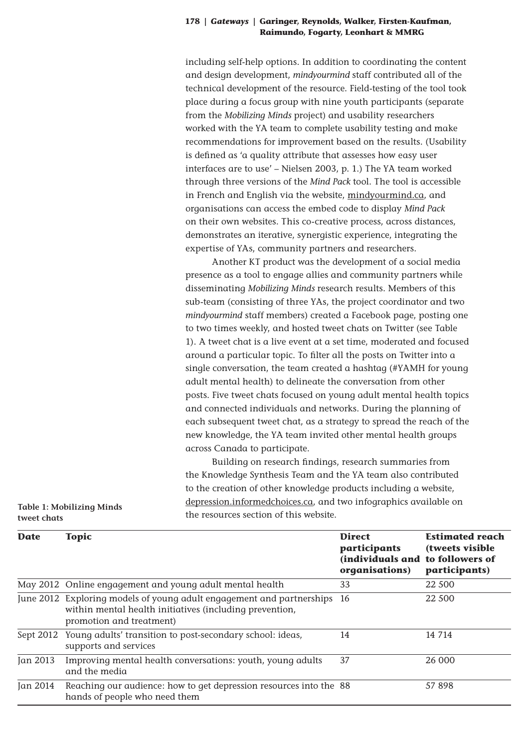including self-help options. In addition to coordinating the content and design development, *mindyourmind* staff contributed all of the technical development of the resource. Field-testing of the tool took place during a focus group with nine youth participants (separate from the *Mobilizing Minds* project) and usability researchers worked with the YA team to complete usability testing and make recommendations for improvement based on the results. (Usability is defined as 'a quality attribute that assesses how easy user interfaces are to use' – Nielsen 2003, p. 1.) The YA team worked through three versions of the *Mind Pack* tool. The tool is accessible in French and English via the website, mindyourmind.ca, and organisations can access the embed code to display *Mind Pack* on their own websites. This co-creative process, across distances, demonstrates an iterative, synergistic experience, integrating the expertise of YAs, community partners and researchers.

Another KT product was the development of a social media presence as a tool to engage allies and community partners while disseminating *Mobilizing Minds* research results. Members of this sub-team (consisting of three YAs, the project coordinator and two *mindyourmind* staff members) created a Facebook page, posting one to two times weekly, and hosted tweet chats on Twitter (see Table 1). A tweet chat is a live event at a set time, moderated and focused around a particular topic. To filter all the posts on Twitter into a single conversation, the team created a hashtag (#YAMH for young adult mental health) to delineate the conversation from other posts. Five tweet chats focused on young adult mental health topics and connected individuals and networks. During the planning of each subsequent tweet chat, as a strategy to spread the reach of the new knowledge, the YA team invited other mental health groups across Canada to participate.

Building on research findings, research summaries from the Knowledge Synthesis Team and the YA team also contributed to the creation of other knowledge products including a website, depression.informedchoices.ca, and two infographics available on the resources section of this website.

**Table 1: Mobilizing Minds tweet chats**

| Date | Topic | Direct participants (individuals and organisations) | Estimated reach (tweets visible to followers of participants) |
|---|---|---|---|
| May 2012 | Online engagement and young adult mental health | 33 | 22 500 |
| June 2012 | Exploring models of young adult engagement and partnerships within mental health initiatives (including prevention, promotion and treatment) | 16 | 22 500 |
| Sept 2012 | Young adults' transition to post-secondary school: ideas, supports and services | 14 | 14 714 |
| Jan 2013 | Improving mental health conversations: youth, young adults and the media | 37 | 26 000 |
| Jan 2014 | Reaching our audience: how to get depression resources into the hands of people who need them | 88 | 57 898 |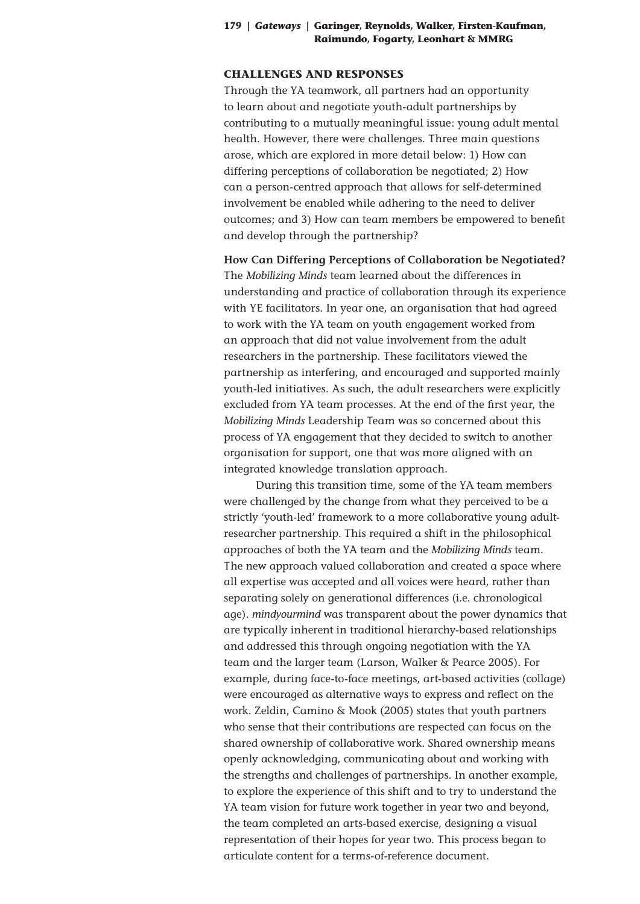## CHALLENGES AND RESPONSES

Through the YA teamwork, all partners had an opportunity to learn about and negotiate youth-adult partnerships by contributing to a mutually meaningful issue: young adult mental health. However, there were challenges. Three main questions arose, which are explored in more detail below: 1) How can differing perceptions of collaboration be negotiated; 2) How can a person-centred approach that allows for self-determined involvement be enabled while adhering to the need to deliver outcomes; and 3) How can team members be empowered to benefit and develop through the partnership?

### How Can Differing Perceptions of Collaboration be Negotiated?

The *Mobilizing Minds* team learned about the differences in understanding and practice of collaboration through its experience with YE facilitators. In year one, an organisation that had agreed to work with the YA team on youth engagement worked from an approach that did not value involvement from the adult researchers in the partnership. These facilitators viewed the partnership as interfering, and encouraged and supported mainly youth-led initiatives. As such, the adult researchers were explicitly excluded from YA team processes. At the end of the first year, the *Mobilizing Minds* Leadership Team was so concerned about this process of YA engagement that they decided to switch to another organisation for support, one that was more aligned with an integrated knowledge translation approach.

During this transition time, some of the YA team members were challenged by the change from what they perceived to be a strictly 'youth-led' framework to a more collaborative young adult-researcher partnership. This required a shift in the philosophical approaches of both the YA team and the *Mobilizing Minds* team. The new approach valued collaboration and created a space where all expertise was accepted and all voices were heard, rather than separating solely on generational differences (i.e. chronological age). *mindyourmind* was transparent about the power dynamics that are typically inherent in traditional hierarchy-based relationships and addressed this through ongoing negotiation with the YA team and the larger team (Larson, Walker & Pearce 2005). For example, during face-to-face meetings, art-based activities (collage) were encouraged as alternative ways to express and reflect on the work. Zeldin, Camino & Mook (2005) states that youth partners who sense that their contributions are respected can focus on the shared ownership of collaborative work. Shared ownership means openly acknowledging, communicating about and working with the strengths and challenges of partnerships. In another example, to explore the experience of this shift and to try to understand the YA team vision for future work together in year two and beyond, the team completed an arts-based exercise, designing a visual representation of their hopes for year two. This process began to articulate content for a terms-of-reference document.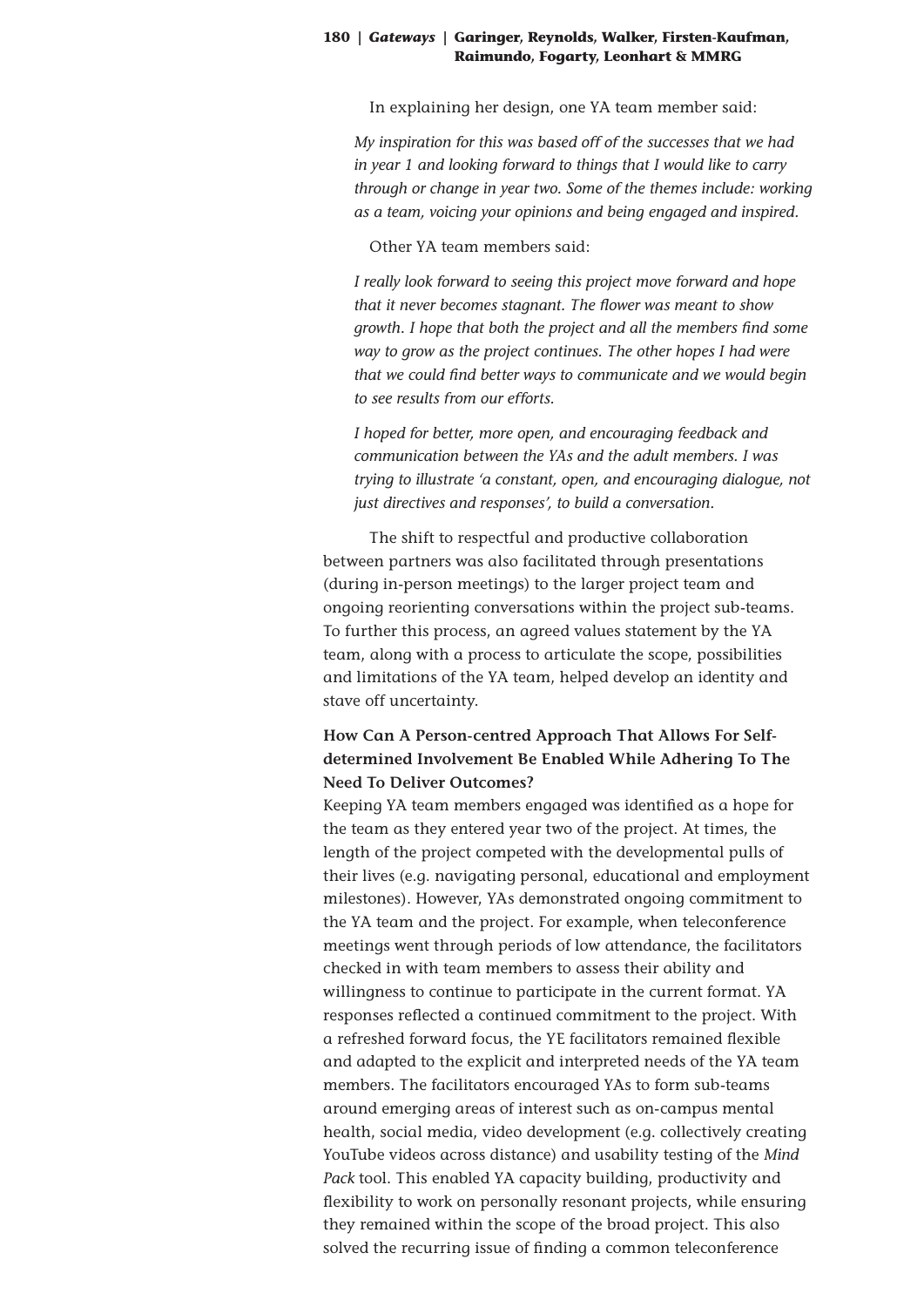In explaining her design, one YA team member said:

> *My inspiration for this was based off of the successes that we had in year 1 and looking forward to things that I would like to carry through or change in year two. Some of the themes include: working as a team, voicing your opinions and being engaged and inspired.*

Other YA team members said:

> *I really look forward to seeing this project move forward and hope that it never becomes stagnant. The flower was meant to show growth. I hope that both the project and all the members find some way to grow as the project continues. The other hopes I had were that we could find better ways to communicate and we would begin to see results from our efforts.*

> *I hoped for better, more open, and encouraging feedback and communication between the YAs and the adult members. I was trying to illustrate 'a constant, open, and encouraging dialogue, not just directives and responses', to build a conversation.*

The shift to respectful and productive collaboration between partners was also facilitated through presentations (during in-person meetings) to the larger project team and ongoing reorienting conversations within the project sub-teams. To further this process, an agreed values statement by the YA team, along with a process to articulate the scope, possibilities and limitations of the YA team, helped develop an identity and stave off uncertainty.

### How Can A Person-centred Approach That Allows For Self-determined Involvement Be Enabled While Adhering To The Need To Deliver Outcomes?

Keeping YA team members engaged was identified as a hope for the team as they entered year two of the project. At times, the length of the project competed with the developmental pulls of their lives (e.g. navigating personal, educational and employment milestones). However, YAs demonstrated ongoing commitment to the YA team and the project. For example, when teleconference meetings went through periods of low attendance, the facilitators checked in with team members to assess their ability and willingness to continue to participate in the current format. YA responses reflected a continued commitment to the project. With a refreshed forward focus, the YE facilitators remained flexible and adapted to the explicit and interpreted needs of the YA team members. The facilitators encouraged YAs to form sub-teams around emerging areas of interest such as on-campus mental health, social media, video development (e.g. collectively creating YouTube videos across distance) and usability testing of the *Mind Pack* tool. This enabled YA capacity building, productivity and flexibility to work on personally resonant projects, while ensuring they remained within the scope of the broad project. This also solved the recurring issue of finding a common teleconference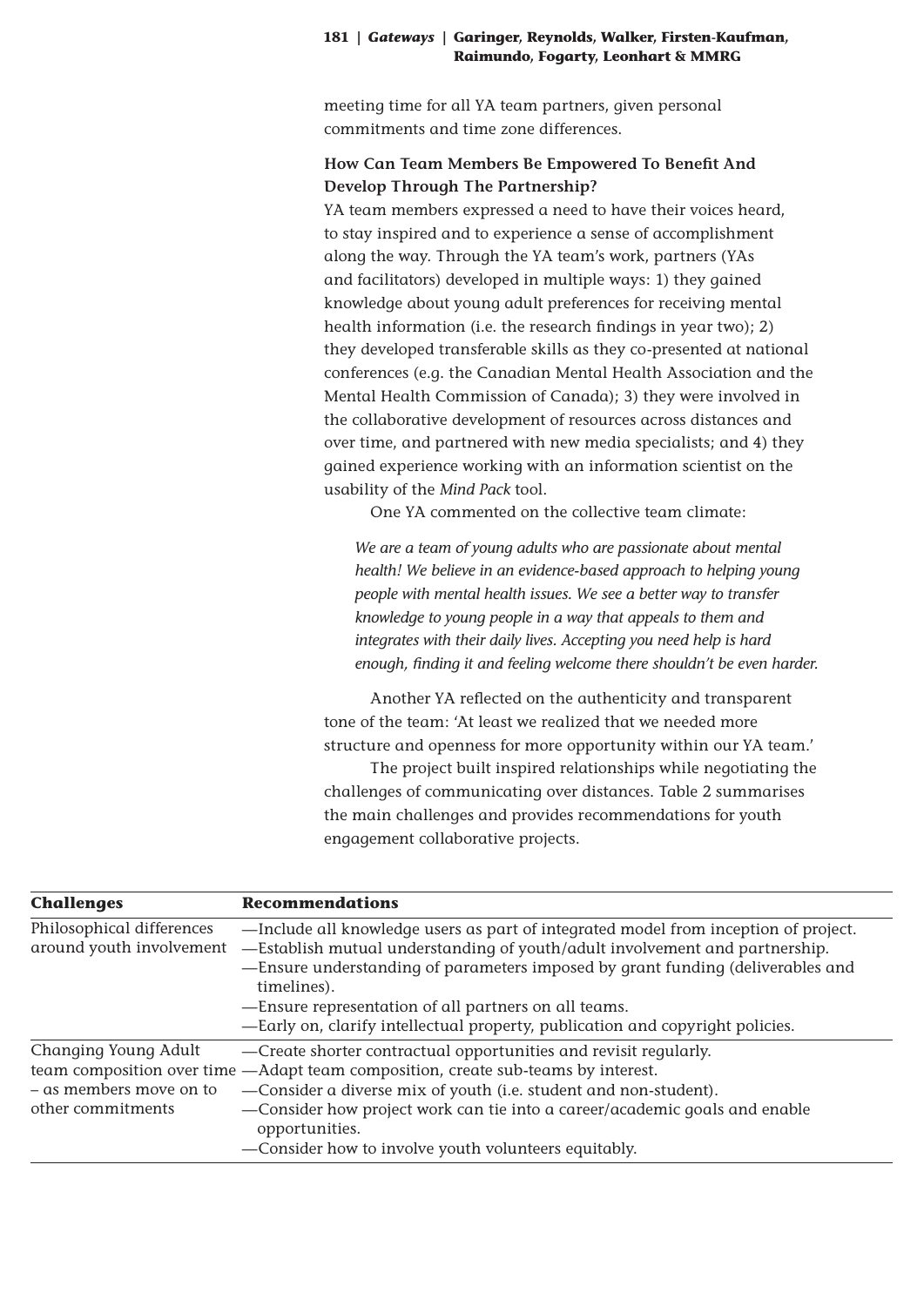meeting time for all YA team partners, given personal commitments and time zone differences.

### How Can Team Members Be Empowered To Benefit And Develop Through The Partnership?

YA team members expressed a need to have their voices heard, to stay inspired and to experience a sense of accomplishment along the way. Through the YA team's work, partners (YAs and facilitators) developed in multiple ways: 1) they gained knowledge about young adult preferences for receiving mental health information (i.e. the research findings in year two); 2) they developed transferable skills as they co-presented at national conferences (e.g. the Canadian Mental Health Association and the Mental Health Commission of Canada); 3) they were involved in the collaborative development of resources across distances and over time, and partnered with new media specialists; and 4) they gained experience working with an information scientist on the usability of the *Mind Pack* tool.

One YA commented on the collective team climate:

> *We are a team of young adults who are passionate about mental health! We believe in an evidence-based approach to helping young people with mental health issues. We see a better way to transfer knowledge to young people in a way that appeals to them and integrates with their daily lives. Accepting you need help is hard enough, finding it and feeling welcome there shouldn't be even harder.*

Another YA reflected on the authenticity and transparent tone of the team: 'At least we realized that we needed more structure and openness for more opportunity within our YA team.'

The project built inspired relationships while negotiating the challenges of communicating over distances. Table 2 summarises the main challenges and provides recommendations for youth engagement collaborative projects.

| **Challenges** | **Recommendations** |
|---|---|
| Philosophical differences around youth involvement | —Include all knowledge users as part of integrated model from inception of project.<br>—Establish mutual understanding of youth/adult involvement and partnership.<br>—Ensure understanding of parameters imposed by grant funding (deliverables and timelines).<br>—Ensure representation of all partners on all teams.<br>—Early on, clarify intellectual property, publication and copyright policies. |
| Changing Young Adult team composition over time – as members move on to other commitments | —Create shorter contractual opportunities and revisit regularly.<br>—Adapt team composition, create sub-teams by interest.<br>—Consider a diverse mix of youth (i.e. student and non-student).<br>—Consider how project work can tie into a career/academic goals and enable opportunities.<br>—Consider how to involve youth volunteers equitably. |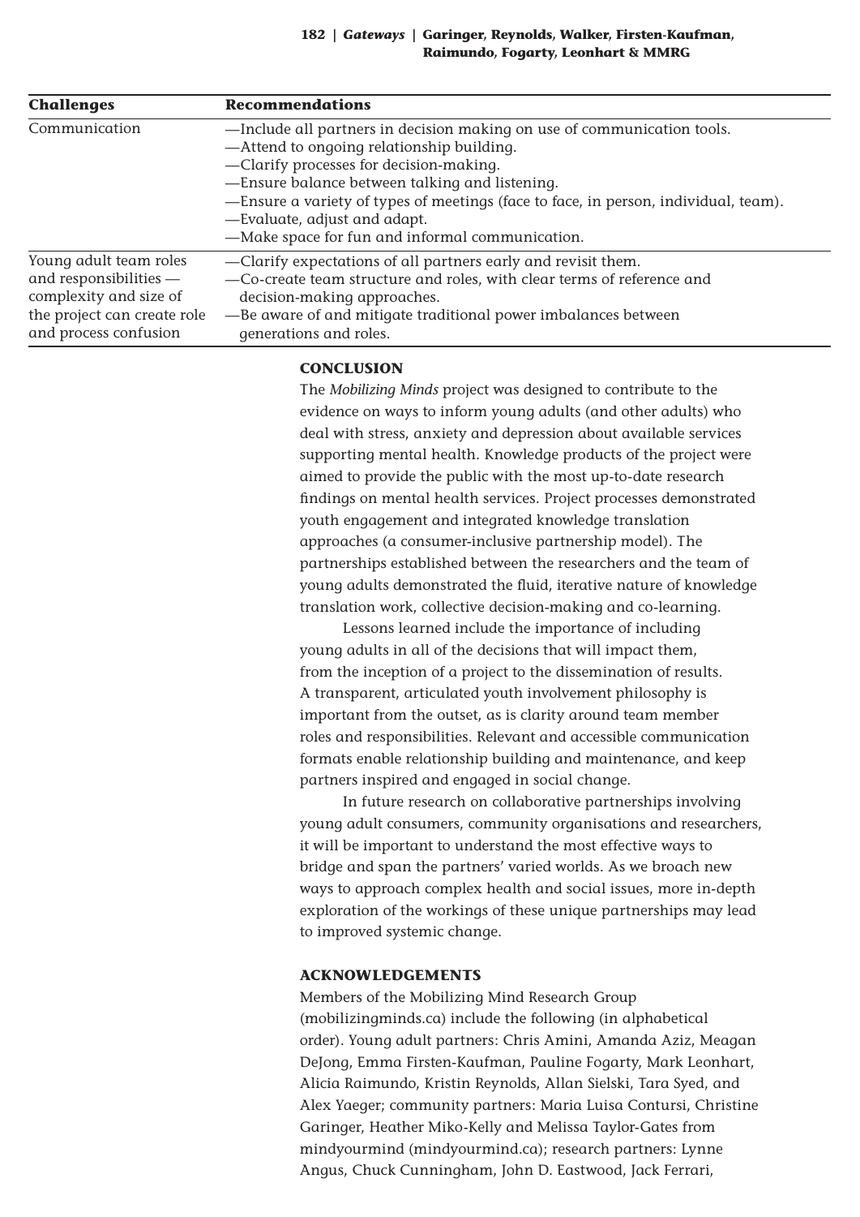| Challenges | Recommendations |
| --- | --- |
| Communication | —Include all partners in decision making on use of communication tools.<br>—Attend to ongoing relationship building.<br>—Clarify processes for decision-making.<br>—Ensure balance between talking and listening.<br>—Ensure a variety of types of meetings (face to face, in person, individual, team).<br>—Evaluate, adjust and adapt.<br>—Make space for fun and informal communication. |
| Young adult team roles and responsibilities — complexity and size of the project can create role and process confusion | —Clarify expectations of all partners early and revisit them.<br>—Co-create team structure and roles, with clear terms of reference and decision-making approaches.<br>—Be aware of and mitigate traditional power imbalances between generations and roles. |

## CONCLUSION

The *Mobilizing Minds* project was designed to contribute to the evidence on ways to inform young adults (and other adults) who deal with stress, anxiety and depression about available services supporting mental health. Knowledge products of the project were aimed to provide the public with the most up-to-date research findings on mental health services. Project processes demonstrated youth engagement and integrated knowledge translation approaches (a consumer-inclusive partnership model). The partnerships established between the researchers and the team of young adults demonstrated the fluid, iterative nature of knowledge translation work, collective decision-making and co-learning.

Lessons learned include the importance of including young adults in all of the decisions that will impact them, from the inception of a project to the dissemination of results. A transparent, articulated youth involvement philosophy is important from the outset, as is clarity around team member roles and responsibilities. Relevant and accessible communication formats enable relationship building and maintenance, and keep partners inspired and engaged in social change.

In future research on collaborative partnerships involving young adult consumers, community organisations and researchers, it will be important to understand the most effective ways to bridge and span the partners' varied worlds. As we broach new ways to approach complex health and social issues, more in-depth exploration of the workings of these unique partnerships may lead to improved systemic change.

## ACKNOWLEDGEMENTS

Members of the Mobilizing Mind Research Group (mobilizingminds.ca) include the following (in alphabetical order). Young adult partners: Chris Amini, Amanda Aziz, Meagan DeJong, Emma Firsten-Kaufman, Pauline Fogarty, Mark Leonhart, Alicia Raimundo, Kristin Reynolds, Allan Sielski, Tara Syed, and Alex Yaeger; community partners: Maria Luisa Contursi, Christine Garinger, Heather Miko-Kelly and Melissa Taylor-Gates from mindyourmind (mindyourmind.ca); research partners: Lynne Angus, Chuck Cunningham, John D. Eastwood, Jack Ferrari,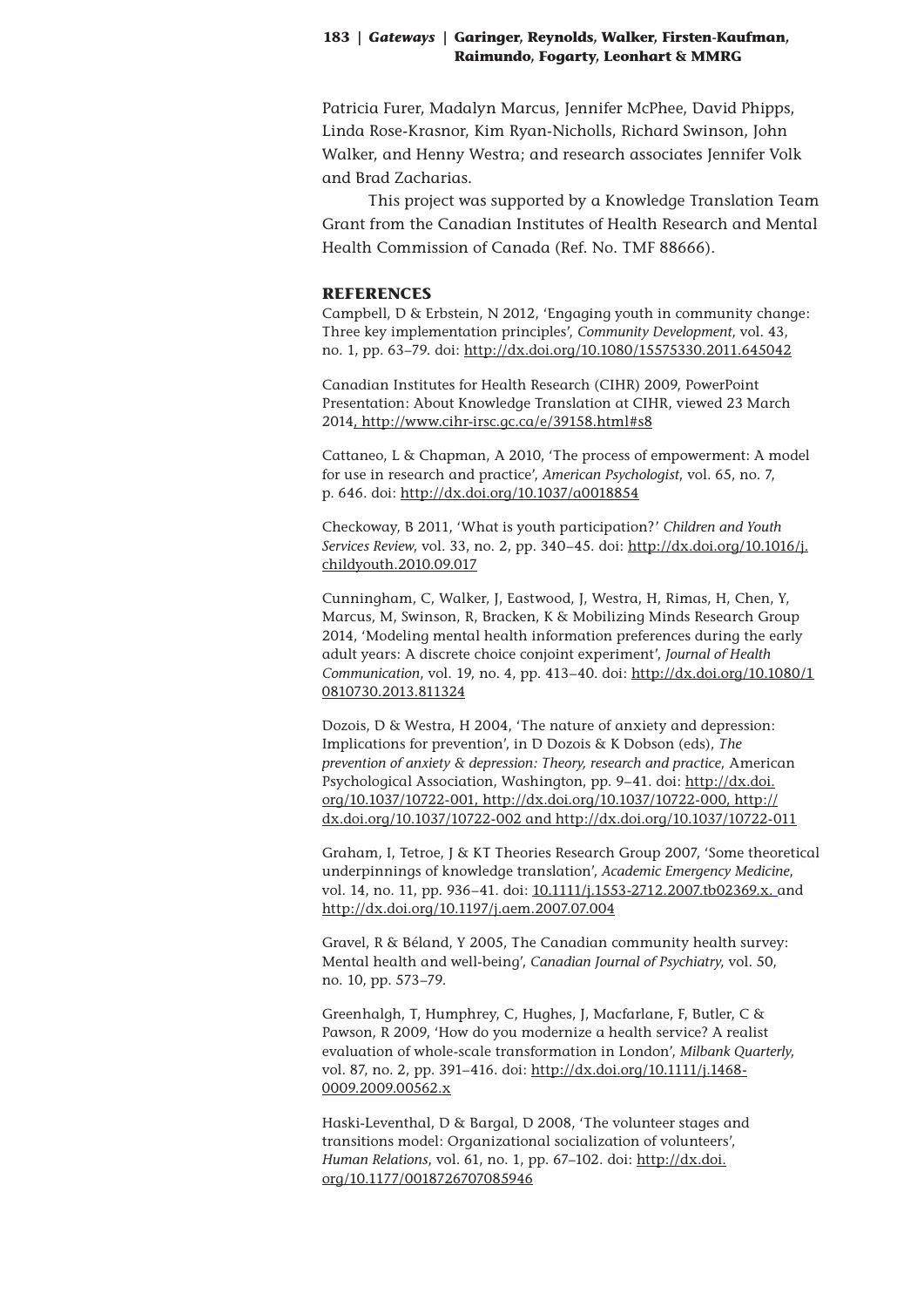Patricia Furer, Madalyn Marcus, Jennifer McPhee, David Phipps, Linda Rose-Krasnor, Kim Ryan-Nicholls, Richard Swinson, John Walker, and Henny Westra; and research associates Jennifer Volk and Brad Zacharias.

This project was supported by a Knowledge Translation Team Grant from the Canadian Institutes of Health Research and Mental Health Commission of Canada (Ref. No. TMF 88666).

## REFERENCES

Campbell, D & Erbstein, N 2012, 'Engaging youth in community change: Three key implementation principles', *Community Development*, vol. 43, no. 1, pp. 63–79. doi: http://dx.doi.org/10.1080/15575330.2011.645042

Canadian Institutes for Health Research (CIHR) 2009, PowerPoint Presentation: About Knowledge Translation at CIHR, viewed 23 March 2014, http://www.cihr-irsc.gc.ca/e/39158.html#s8

Cattaneo, L & Chapman, A 2010, 'The process of empowerment: A model for use in research and practice', *American Psychologist*, vol. 65, no. 7, p. 646. doi: http://dx.doi.org/10.1037/a0018854

Checkoway, B 2011, 'What is youth participation?' *Children and Youth Services Review*, vol. 33, no. 2, pp. 340–45. doi: http://dx.doi.org/10.1016/j.childyouth.2010.09.017

Cunningham, C, Walker, J, Eastwood, J, Westra, H, Rimas, H, Chen, Y, Marcus, M, Swinson, R, Bracken, K & Mobilizing Minds Research Group 2014, 'Modeling mental health information preferences during the early adult years: A discrete choice conjoint experiment', *Journal of Health Communication*, vol. 19, no. 4, pp. 413–40. doi: http://dx.doi.org/10.1080/10810730.2013.811324

Dozois, D & Westra, H 2004, 'The nature of anxiety and depression: Implications for prevention', in D Dozois & K Dobson (eds), *The prevention of anxiety & depression: Theory, research and practice*, American Psychological Association, Washington, pp. 9–41. doi: http://dx.doi.org/10.1037/10722-001, http://dx.doi.org/10.1037/10722-000, http://dx.doi.org/10.1037/10722-002 and http://dx.doi.org/10.1037/10722-011

Graham, I, Tetroe, J & KT Theories Research Group 2007, 'Some theoretical underpinnings of knowledge translation', *Academic Emergency Medicine*, vol. 14, no. 11, pp. 936–41. doi: 10.1111/j.1553-2712.2007.tb02369.x. and http://dx.doi.org/10.1197/j.aem.2007.07.004

Gravel, R & Béland, Y 2005, The Canadian community health survey: Mental health and well-being', *Canadian Journal of Psychiatry*, vol. 50, no. 10, pp. 573–79.

Greenhalgh, T, Humphrey, C, Hughes, J, Macfarlane, F, Butler, C & Pawson, R 2009, 'How do you modernize a health service? A realist evaluation of whole-scale transformation in London', *Milbank Quarterly*, vol. 87, no. 2, pp. 391–416. doi: http://dx.doi.org/10.1111/j.1468-0009.2009.00562.x

Haski-Leventhal, D & Bargal, D 2008, 'The volunteer stages and transitions model: Organizational socialization of volunteers', *Human Relations*, vol. 61, no. 1, pp. 67–102. doi: http://dx.doi.org/10.1177/0018726707085946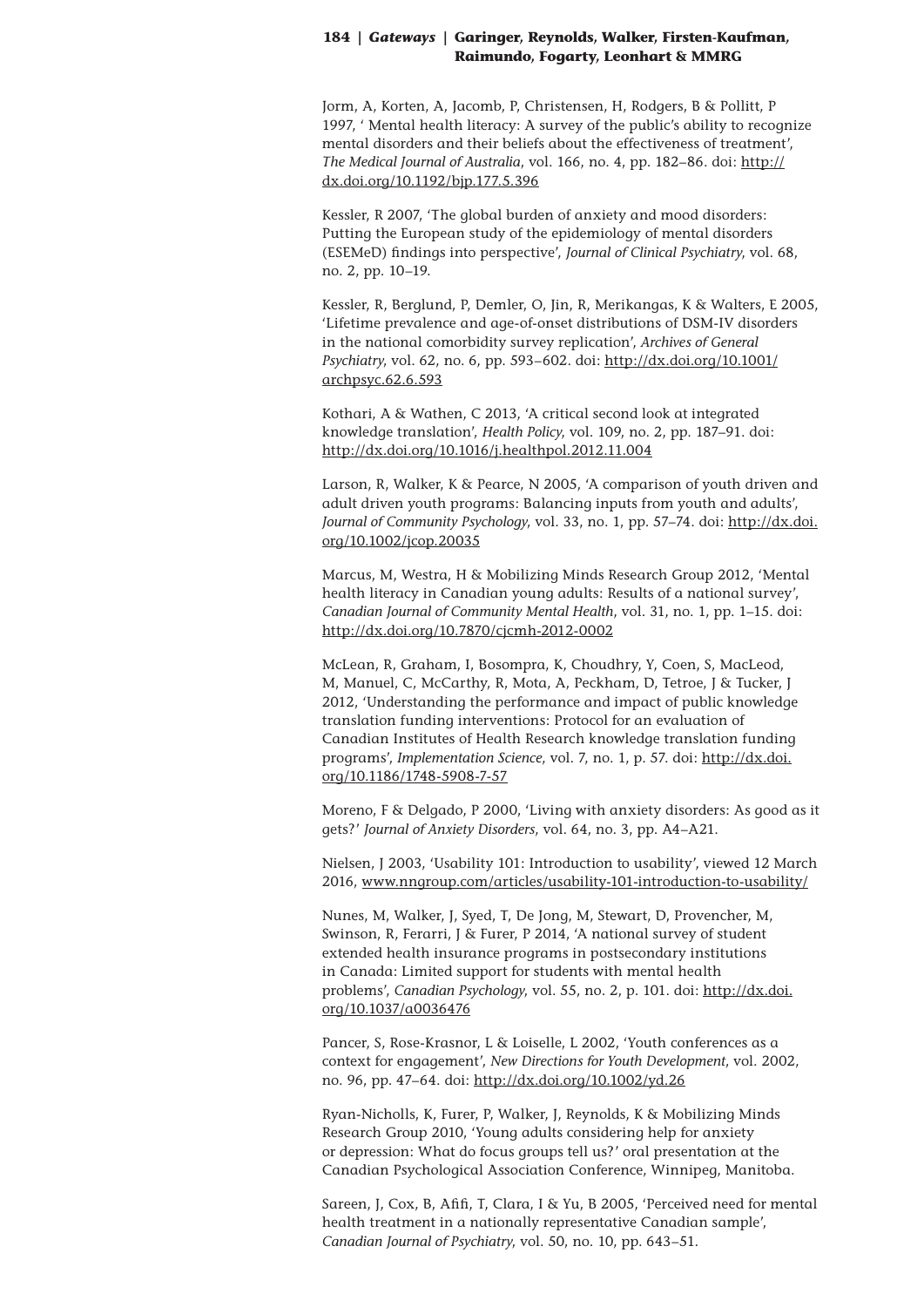Jorm, A, Korten, A, Jacomb, P, Christensen, H, Rodgers, B & Pollitt, P 1997, ' Mental health literacy: A survey of the public's ability to recognize mental disorders and their beliefs about the effectiveness of treatment', *The Medical Journal of Australia*, vol. 166, no. 4, pp. 182–86. doi: http://dx.doi.org/10.1192/bjp.177.5.396

Kessler, R 2007, 'The global burden of anxiety and mood disorders: Putting the European study of the epidemiology of mental disorders (ESEMeD) findings into perspective', *Journal of Clinical Psychiatry*, vol. 68, no. 2, pp. 10–19.

Kessler, R, Berglund, P, Demler, O, Jin, R, Merikangas, K & Walters, E 2005, 'Lifetime prevalence and age-of-onset distributions of DSM-IV disorders in the national comorbidity survey replication', *Archives of General Psychiatry*, vol. 62, no. 6, pp. 593–602. doi: http://dx.doi.org/10.1001/archpsyc.62.6.593

Kothari, A & Wathen, C 2013, 'A critical second look at integrated knowledge translation', *Health Policy*, vol. 109, no. 2, pp. 187–91. doi: http://dx.doi.org/10.1016/j.healthpol.2012.11.004

Larson, R, Walker, K & Pearce, N 2005, 'A comparison of youth driven and adult driven youth programs: Balancing inputs from youth and adults', *Journal of Community Psychology*, vol. 33, no. 1, pp. 57–74. doi: http://dx.doi.org/10.1002/jcop.20035

Marcus, M, Westra, H & Mobilizing Minds Research Group 2012, 'Mental health literacy in Canadian young adults: Results of a national survey', *Canadian Journal of Community Mental Health*, vol. 31, no. 1, pp. 1–15. doi: http://dx.doi.org/10.7870/cjcmh-2012-0002

McLean, R, Graham, I, Bosompra, K, Choudhry, Y, Coen, S, MacLeod, M, Manuel, C, McCarthy, R, Mota, A, Peckham, D, Tetroe, J & Tucker, J 2012, 'Understanding the performance and impact of public knowledge translation funding interventions: Protocol for an evaluation of Canadian Institutes of Health Research knowledge translation funding programs', *Implementation Science*, vol. 7, no. 1, p. 57. doi: http://dx.doi.org/10.1186/1748-5908-7-57

Moreno, F & Delgado, P 2000, 'Living with anxiety disorders: As good as it gets?' *Journal of Anxiety Disorders*, vol. 64, no. 3, pp. A4–A21.

Nielsen, J 2003, 'Usability 101: Introduction to usability', viewed 12 March 2016, www.nngroup.com/articles/usability-101-introduction-to-usability/

Nunes, M, Walker, J, Syed, T, De Jong, M, Stewart, D, Provencher, M, Swinson, R, Ferarri, J & Furer, P 2014, 'A national survey of student extended health insurance programs in postsecondary institutions in Canada: Limited support for students with mental health problems', *Canadian Psychology*, vol. 55, no. 2, p. 101. doi: http://dx.doi.org/10.1037/a0036476

Pancer, S, Rose-Krasnor, L & Loiselle, L 2002, 'Youth conferences as a context for engagement', *New Directions for Youth Development*, vol. 2002, no. 96, pp. 47–64. doi: http://dx.doi.org/10.1002/yd.26

Ryan-Nicholls, K, Furer, P, Walker, J, Reynolds, K & Mobilizing Minds Research Group 2010, 'Young adults considering help for anxiety or depression: What do focus groups tell us?' oral presentation at the Canadian Psychological Association Conference, Winnipeg, Manitoba.

Sareen, J, Cox, B, Afifi, T, Clara, I & Yu, B 2005, 'Perceived need for mental health treatment in a nationally representative Canadian sample', *Canadian Journal of Psychiatry*, vol. 50, no. 10, pp. 643–51.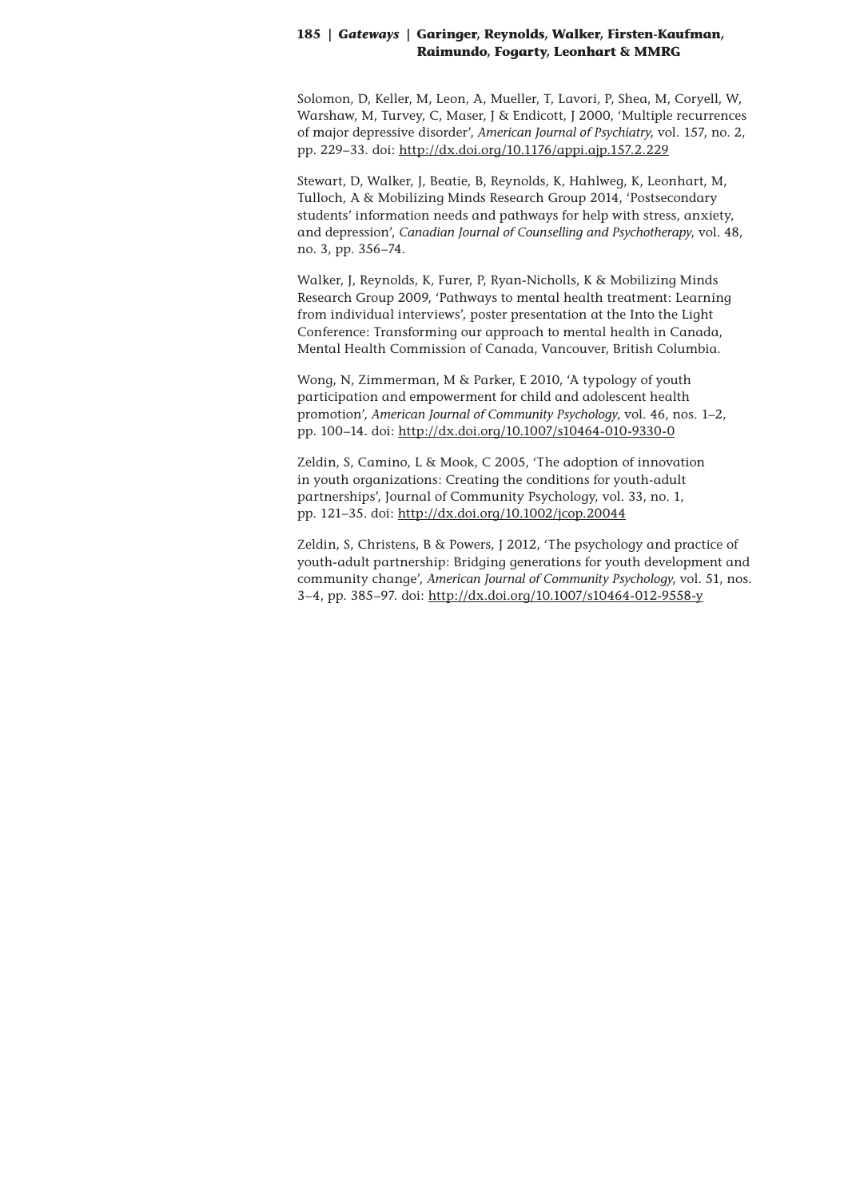Solomon, D, Keller, M, Leon, A, Mueller, T, Lavori, P, Shea, M, Coryell, W, Warshaw, M, Turvey, C, Maser, J & Endicott, J 2000, 'Multiple recurrences of major depressive disorder', *American Journal of Psychiatry*, vol. 157, no. 2, pp. 229–33. doi: http://dx.doi.org/10.1176/appi.ajp.157.2.229

Stewart, D, Walker, J, Beatie, B, Reynolds, K, Hahlweg, K, Leonhart, M, Tulloch, A & Mobilizing Minds Research Group 2014, 'Postsecondary students' information needs and pathways for help with stress, anxiety, and depression', *Canadian Journal of Counselling and Psychotherapy*, vol. 48, no. 3, pp. 356–74.

Walker, J, Reynolds, K, Furer, P, Ryan-Nicholls, K & Mobilizing Minds Research Group 2009, 'Pathways to mental health treatment: Learning from individual interviews', poster presentation at the Into the Light Conference: Transforming our approach to mental health in Canada, Mental Health Commission of Canada, Vancouver, British Columbia.

Wong, N, Zimmerman, M & Parker, E 2010, 'A typology of youth participation and empowerment for child and adolescent health promotion', *American Journal of Community Psychology*, vol. 46, nos. 1–2, pp. 100–14. doi: http://dx.doi.org/10.1007/s10464-010-9330-0

Zeldin, S, Camino, L & Mook, C 2005, 'The adoption of innovation in youth organizations: Creating the conditions for youth-adult partnerships', Journal of Community Psychology, vol. 33, no. 1, pp. 121–35. doi: http://dx.doi.org/10.1002/jcop.20044

Zeldin, S, Christens, B & Powers, J 2012, 'The psychology and practice of youth-adult partnership: Bridging generations for youth development and community change', *American Journal of Community Psychology*, vol. 51, nos. 3–4, pp. 385–97. doi: http://dx.doi.org/10.1007/s10464-012-9558-y